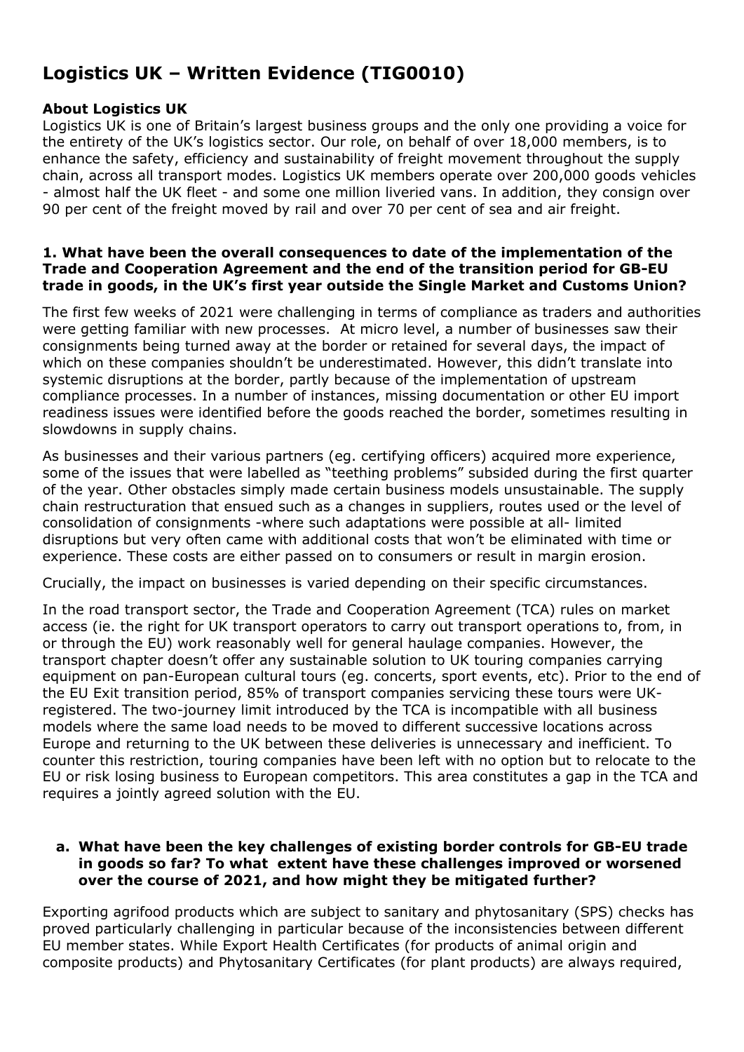# Logistics UK – Written Evidence (TIG0010)

**About Logistics UK**

Logistics UK is one of Britain's largest business groups and the only one providing a voice for the entirety of the UK's logistics sector. Our role, on behalf of over 18,000 members, is to enhance the safety, efficiency and sustainability of freight movement throughout the supply chain, across all transport modes. Logistics UK members operate over 200,000 goods vehicles - almost half the UK fleet - and some one million liveried vans. In addition, they consign over 90 per cent of the freight moved by rail and over 70 per cent of sea and air freight.

**1. What have been the overall consequences to date of the implementation of the Trade and Cooperation Agreement and the end of the transition period for GB-EU trade in goods, in the UK's first year outside the Single Market and Customs Union?**

The first few weeks of 2021 were challenging in terms of compliance as traders and authorities were getting familiar with new processes. At micro level, a number of businesses saw their consignments being turned away at the border or retained for several days, the impact of which on these companies shouldn't be underestimated. However, this didn't translate into systemic disruptions at the border, partly because of the implementation of upstream compliance processes. In a number of instances, missing documentation or other EU import readiness issues were identified before the goods reached the border, sometimes resulting in slowdowns in supply chains.

As businesses and their various partners (eg. certifying officers) acquired more experience, some of the issues that were labelled as "teething problems" subsided during the first quarter of the year. Other obstacles simply made certain business models unsustainable. The supply chain restructuration that ensued such as a changes in suppliers, routes used or the level of consolidation of consignments -where such adaptations were possible at all- limited disruptions but very often came with additional costs that won't be eliminated with time or experience. These costs are either passed on to consumers or result in margin erosion.

Crucially, the impact on businesses is varied depending on their specific circumstances.

In the road transport sector, the Trade and Cooperation Agreement (TCA) rules on market access (ie. the right for UK transport operators to carry out transport operations to, from, in or through the EU) work reasonably well for general haulage companies. However, the transport chapter doesn't offer any sustainable solution to UK touring companies carrying equipment on pan-European cultural tours (eg. concerts, sport events, etc). Prior to the end of the EU Exit transition period, 85% of transport companies servicing these tours were UK-registered. The two-journey limit introduced by the TCA is incompatible with all business models where the same load needs to be moved to different successive locations across Europe and returning to the UK between these deliveries is unnecessary and inefficient. To counter this restriction, touring companies have been left with no option but to relocate to the EU or risk losing business to European competitors. This area constitutes a gap in the TCA and requires a jointly agreed solution with the EU.

**a. What have been the key challenges of existing border controls for GB-EU trade in goods so far? To what extent have these challenges improved or worsened over the course of 2021, and how might they be mitigated further?**

Exporting agrifood products which are subject to sanitary and phytosanitary (SPS) checks has proved particularly challenging in particular because of the inconsistencies between different EU member states. While Export Health Certificates (for products of animal origin and composite products) and Phytosanitary Certificates (for plant products) are always required,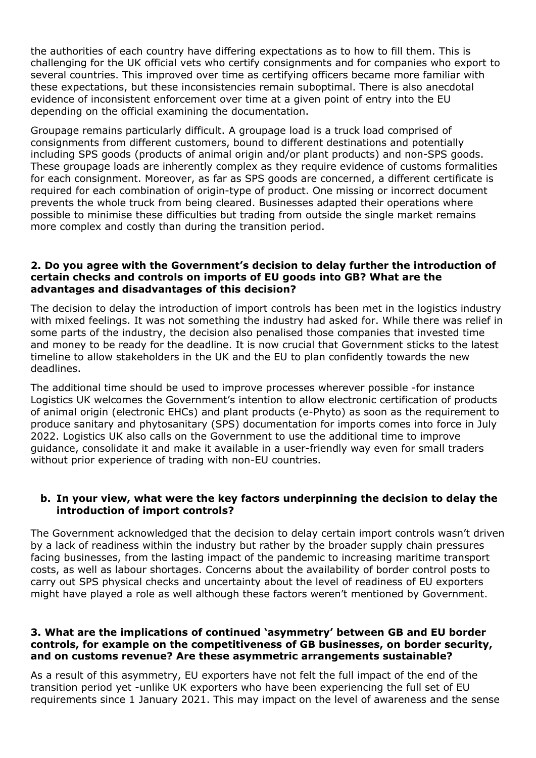the authorities of each country have differing expectations as to how to fill them. This is challenging for the UK official vets who certify consignments and for companies who export to several countries. This improved over time as certifying officers became more familiar with these expectations, but these inconsistencies remain suboptimal. There is also anecdotal evidence of inconsistent enforcement over time at a given point of entry into the EU depending on the official examining the documentation.

Groupage remains particularly difficult. A groupage load is a truck load comprised of consignments from different customers, bound to different destinations and potentially including SPS goods (products of animal origin and/or plant products) and non-SPS goods. These groupage loads are inherently complex as they require evidence of customs formalities for each consignment. Moreover, as far as SPS goods are concerned, a different certificate is required for each combination of origin-type of product. One missing or incorrect document prevents the whole truck from being cleared. Businesses adapted their operations where possible to minimise these difficulties but trading from outside the single market remains more complex and costly than during the transition period.

**2. Do you agree with the Government's decision to delay further the introduction of certain checks and controls on imports of EU goods into GB? What are the advantages and disadvantages of this decision?**

The decision to delay the introduction of import controls has been met in the logistics industry with mixed feelings. It was not something the industry had asked for. While there was relief in some parts of the industry, the decision also penalised those companies that invested time and money to be ready for the deadline. It is now crucial that Government sticks to the latest timeline to allow stakeholders in the UK and the EU to plan confidently towards the new deadlines.

The additional time should be used to improve processes wherever possible -for instance Logistics UK welcomes the Government's intention to allow electronic certification of products of animal origin (electronic EHCs) and plant products (e-Phyto) as soon as the requirement to produce sanitary and phytosanitary (SPS) documentation for imports comes into force in July 2022. Logistics UK also calls on the Government to use the additional time to improve guidance, consolidate it and make it available in a user-friendly way even for small traders without prior experience of trading with non-EU countries.

**b. In your view, what were the key factors underpinning the decision to delay the introduction of import controls?**

The Government acknowledged that the decision to delay certain import controls wasn't driven by a lack of readiness within the industry but rather by the broader supply chain pressures facing businesses, from the lasting impact of the pandemic to increasing maritime transport costs, as well as labour shortages. Concerns about the availability of border control posts to carry out SPS physical checks and uncertainty about the level of readiness of EU exporters might have played a role as well although these factors weren't mentioned by Government.

**3. What are the implications of continued 'asymmetry' between GB and EU border controls, for example on the competitiveness of GB businesses, on border security, and on customs revenue? Are these asymmetric arrangements sustainable?**

As a result of this asymmetry, EU exporters have not felt the full impact of the end of the transition period yet -unlike UK exporters who have been experiencing the full set of EU requirements since 1 January 2021. This may impact on the level of awareness and the sense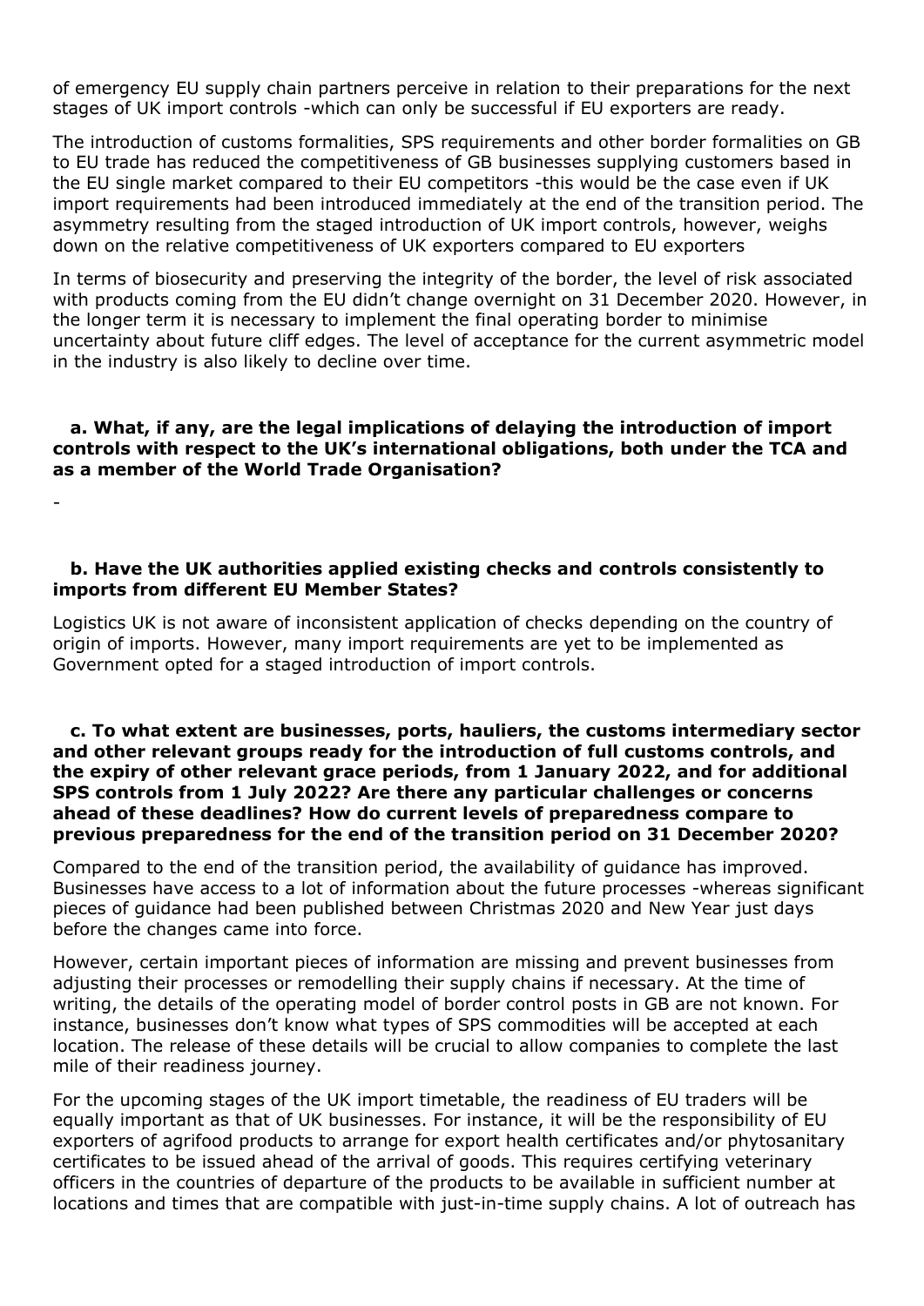of emergency EU supply chain partners perceive in relation to their preparations for the next stages of UK import controls -which can only be successful if EU exporters are ready.

The introduction of customs formalities, SPS requirements and other border formalities on GB to EU trade has reduced the competitiveness of GB businesses supplying customers based in the EU single market compared to their EU competitors -this would be the case even if UK import requirements had been introduced immediately at the end of the transition period. The asymmetry resulting from the staged introduction of UK import controls, however, weighs down on the relative competitiveness of UK exporters compared to EU exporters

In terms of biosecurity and preserving the integrity of the border, the level of risk associated with products coming from the EU didn't change overnight on 31 December 2020. However, in the longer term it is necessary to implement the final operating border to minimise uncertainty about future cliff edges. The level of acceptance for the current asymmetric model in the industry is also likely to decline over time.

**a. What, if any, are the legal implications of delaying the introduction of import controls with respect to the UK's international obligations, both under the TCA and as a member of the World Trade Organisation?**

-

**b. Have the UK authorities applied existing checks and controls consistently to imports from different EU Member States?**

Logistics UK is not aware of inconsistent application of checks depending on the country of origin of imports. However, many import requirements are yet to be implemented as Government opted for a staged introduction of import controls.

**c. To what extent are businesses, ports, hauliers, the customs intermediary sector and other relevant groups ready for the introduction of full customs controls, and the expiry of other relevant grace periods, from 1 January 2022, and for additional SPS controls from 1 July 2022? Are there any particular challenges or concerns ahead of these deadlines? How do current levels of preparedness compare to previous preparedness for the end of the transition period on 31 December 2020?**

Compared to the end of the transition period, the availability of guidance has improved. Businesses have access to a lot of information about the future processes -whereas significant pieces of guidance had been published between Christmas 2020 and New Year just days before the changes came into force.

However, certain important pieces of information are missing and prevent businesses from adjusting their processes or remodelling their supply chains if necessary. At the time of writing, the details of the operating model of border control posts in GB are not known. For instance, businesses don't know what types of SPS commodities will be accepted at each location. The release of these details will be crucial to allow companies to complete the last mile of their readiness journey.

For the upcoming stages of the UK import timetable, the readiness of EU traders will be equally important as that of UK businesses. For instance, it will be the responsibility of EU exporters of agrifood products to arrange for export health certificates and/or phytosanitary certificates to be issued ahead of the arrival of goods. This requires certifying veterinary officers in the countries of departure of the products to be available in sufficient number at locations and times that are compatible with just-in-time supply chains. A lot of outreach has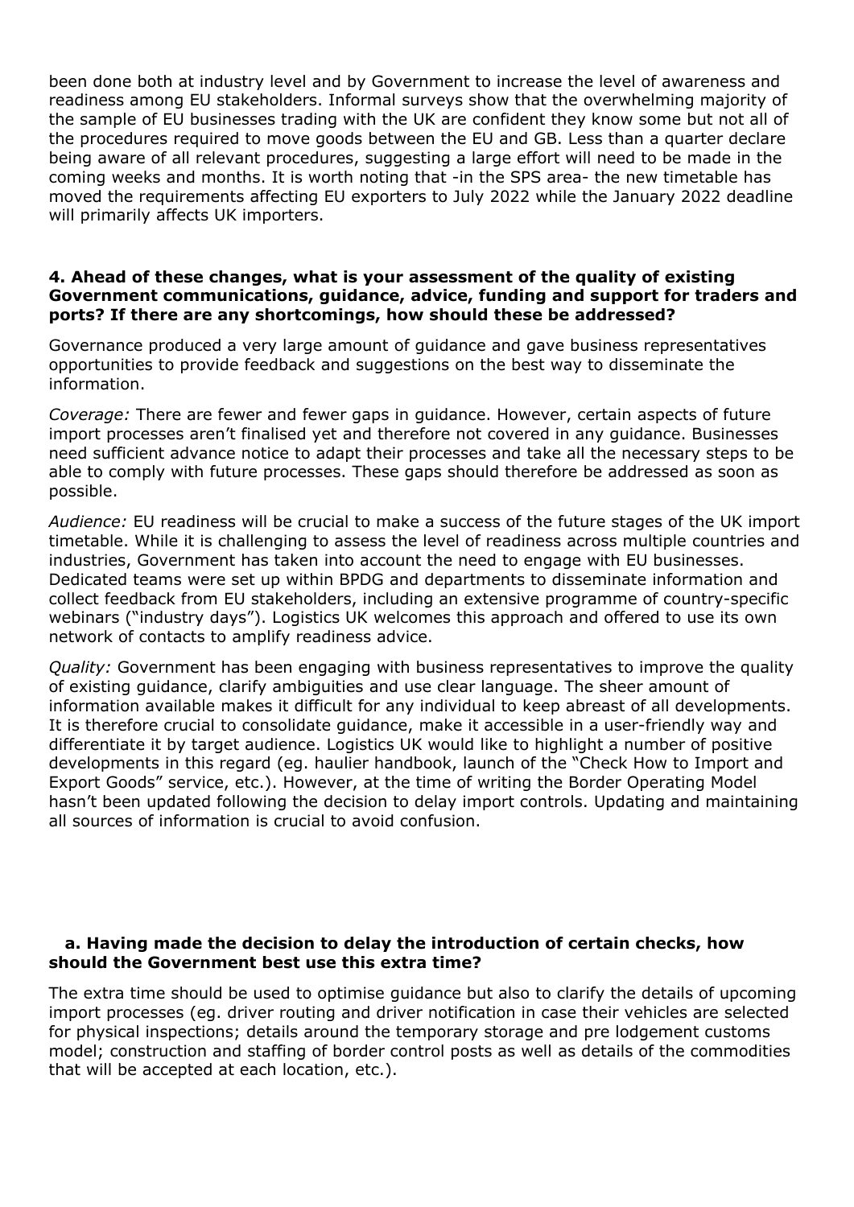been done both at industry level and by Government to increase the level of awareness and readiness among EU stakeholders. Informal surveys show that the overwhelming majority of the sample of EU businesses trading with the UK are confident they know some but not all of the procedures required to move goods between the EU and GB. Less than a quarter declare being aware of all relevant procedures, suggesting a large effort will need to be made in the coming weeks and months. It is worth noting that -in the SPS area- the new timetable has moved the requirements affecting EU exporters to July 2022 while the January 2022 deadline will primarily affects UK importers.

**4. Ahead of these changes, what is your assessment of the quality of existing Government communications, guidance, advice, funding and support for traders and ports? If there are any shortcomings, how should these be addressed?**

Governance produced a very large amount of guidance and gave business representatives opportunities to provide feedback and suggestions on the best way to disseminate the information.

*Coverage:* There are fewer and fewer gaps in guidance. However, certain aspects of future import processes aren't finalised yet and therefore not covered in any guidance. Businesses need sufficient advance notice to adapt their processes and take all the necessary steps to be able to comply with future processes. These gaps should therefore be addressed as soon as possible.

*Audience:* EU readiness will be crucial to make a success of the future stages of the UK import timetable. While it is challenging to assess the level of readiness across multiple countries and industries, Government has taken into account the need to engage with EU businesses. Dedicated teams were set up within BPDG and departments to disseminate information and collect feedback from EU stakeholders, including an extensive programme of country-specific webinars ("industry days"). Logistics UK welcomes this approach and offered to use its own network of contacts to amplify readiness advice.

*Quality:* Government has been engaging with business representatives to improve the quality of existing guidance, clarify ambiguities and use clear language. The sheer amount of information available makes it difficult for any individual to keep abreast of all developments. It is therefore crucial to consolidate guidance, make it accessible in a user-friendly way and differentiate it by target audience. Logistics UK would like to highlight a number of positive developments in this regard (eg. haulier handbook, launch of the "Check How to Import and Export Goods" service, etc.). However, at the time of writing the Border Operating Model hasn't been updated following the decision to delay import controls. Updating and maintaining all sources of information is crucial to avoid confusion.

**a. Having made the decision to delay the introduction of certain checks, how should the Government best use this extra time?**

The extra time should be used to optimise guidance but also to clarify the details of upcoming import processes (eg. driver routing and driver notification in case their vehicles are selected for physical inspections; details around the temporary storage and pre lodgement customs model; construction and staffing of border control posts as well as details of the commodities that will be accepted at each location, etc.).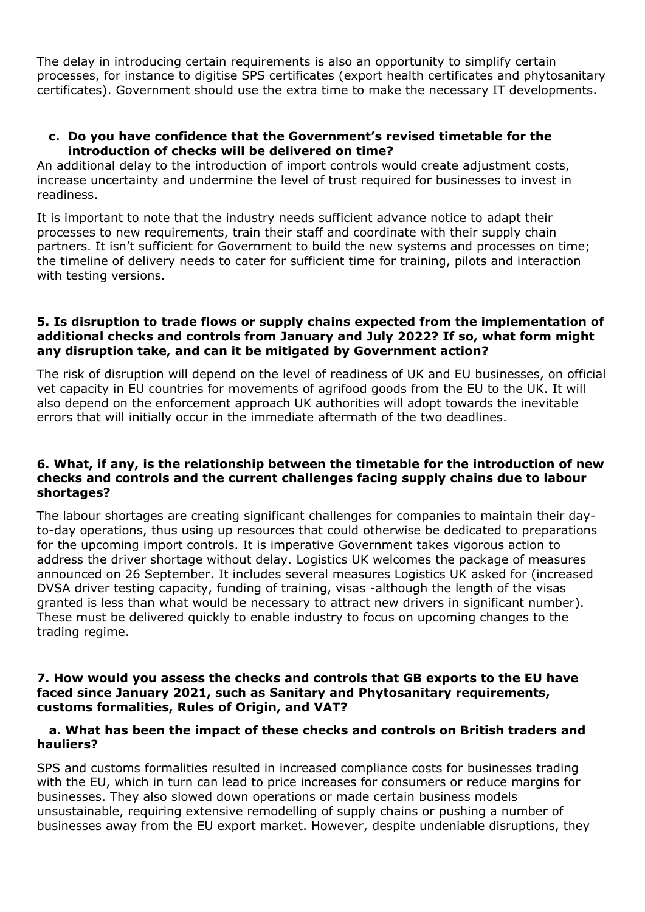The delay in introducing certain requirements is also an opportunity to simplify certain processes, for instance to digitise SPS certificates (export health certificates and phytosanitary certificates). Government should use the extra time to make the necessary IT developments.

### c. Do you have confidence that the Government's revised timetable for the introduction of checks will be delivered on time?

An additional delay to the introduction of import controls would create adjustment costs, increase uncertainty and undermine the level of trust required for businesses to invest in readiness.

It is important to note that the industry needs sufficient advance notice to adapt their processes to new requirements, train their staff and coordinate with their supply chain partners. It isn't sufficient for Government to build the new systems and processes on time; the timeline of delivery needs to cater for sufficient time for training, pilots and interaction with testing versions.

### 5. Is disruption to trade flows or supply chains expected from the implementation of additional checks and controls from January and July 2022? If so, what form might any disruption take, and can it be mitigated by Government action?

The risk of disruption will depend on the level of readiness of UK and EU businesses, on official vet capacity in EU countries for movements of agrifood goods from the EU to the UK. It will also depend on the enforcement approach UK authorities will adopt towards the inevitable errors that will initially occur in the immediate aftermath of the two deadlines.

### 6. What, if any, is the relationship between the timetable for the introduction of new checks and controls and the current challenges facing supply chains due to labour shortages?

The labour shortages are creating significant challenges for companies to maintain their day-to-day operations, thus using up resources that could otherwise be dedicated to preparations for the upcoming import controls. It is imperative Government takes vigorous action to address the driver shortage without delay. Logistics UK welcomes the package of measures announced on 26 September. It includes several measures Logistics UK asked for (increased DVSA driver testing capacity, funding of training, visas -although the length of the visas granted is less than what would be necessary to attract new drivers in significant number). These must be delivered quickly to enable industry to focus on upcoming changes to the trading regime.

### 7. How would you assess the checks and controls that GB exports to the EU have faced since January 2021, such as Sanitary and Phytosanitary requirements, customs formalities, Rules of Origin, and VAT?

### a. What has been the impact of these checks and controls on British traders and hauliers?

SPS and customs formalities resulted in increased compliance costs for businesses trading with the EU, which in turn can lead to price increases for consumers or reduce margins for businesses. They also slowed down operations or made certain business models unsustainable, requiring extensive remodelling of supply chains or pushing a number of businesses away from the EU export market. However, despite undeniable disruptions, they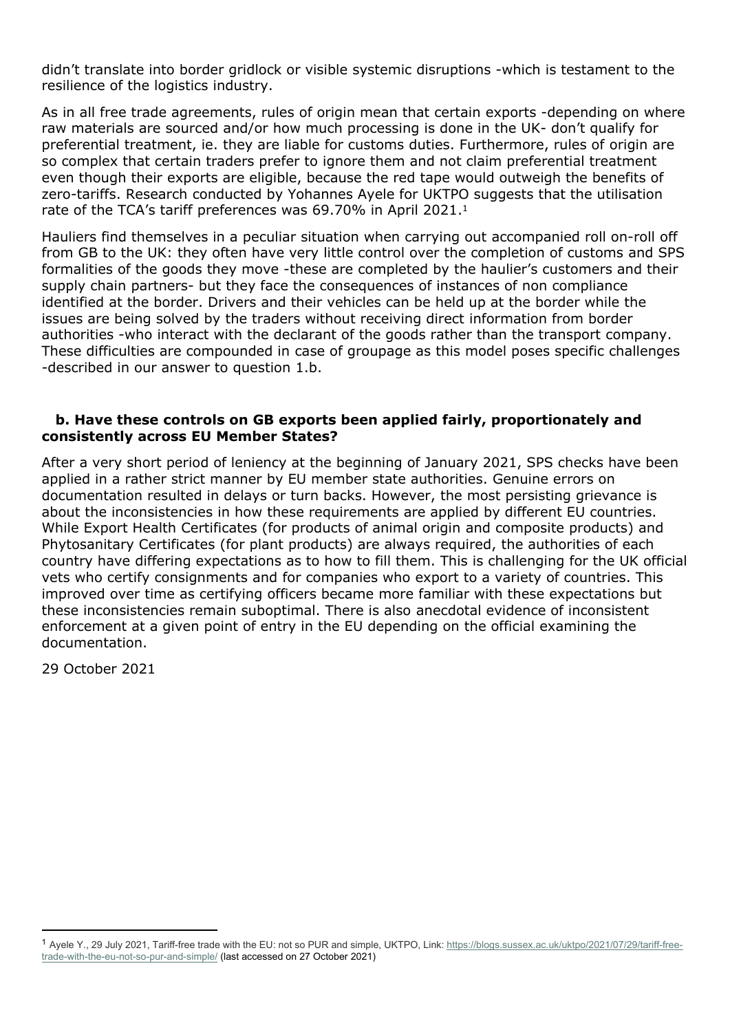didn't translate into border gridlock or visible systemic disruptions -which is testament to the resilience of the logistics industry.

As in all free trade agreements, rules of origin mean that certain exports -depending on where raw materials are sourced and/or how much processing is done in the UK- don't qualify for preferential treatment, ie. they are liable for customs duties. Furthermore, rules of origin are so complex that certain traders prefer to ignore them and not claim preferential treatment even though their exports are eligible, because the red tape would outweigh the benefits of zero-tariffs. Research conducted by Yohannes Ayele for UKTPO suggests that the utilisation rate of the TCA's tariff preferences was 69.70% in April 2021.[1]

Hauliers find themselves in a peculiar situation when carrying out accompanied roll on-roll off from GB to the UK: they often have very little control over the completion of customs and SPS formalities of the goods they move -these are completed by the haulier's customers and their supply chain partners- but they face the consequences of instances of non compliance identified at the border. Drivers and their vehicles can be held up at the border while the issues are being solved by the traders without receiving direct information from border authorities -who interact with the declarant of the goods rather than the transport company. These difficulties are compounded in case of groupage as this model poses specific challenges -described in our answer to question 1.b.

### b. Have these controls on GB exports been applied fairly, proportionately and consistently across EU Member States?

After a very short period of leniency at the beginning of January 2021, SPS checks have been applied in a rather strict manner by EU member state authorities. Genuine errors on documentation resulted in delays or turn backs. However, the most persisting grievance is about the inconsistencies in how these requirements are applied by different EU countries. While Export Health Certificates (for products of animal origin and composite products) and Phytosanitary Certificates (for plant products) are always required, the authorities of each country have differing expectations as to how to fill them. This is challenging for the UK official vets who certify consignments and for companies who export to a variety of countries. This improved over time as certifying officers became more familiar with these expectations but these inconsistencies remain suboptimal. There is also anecdotal evidence of inconsistent enforcement at a given point of entry in the EU depending on the official examining the documentation.

29 October 2021

---

[1] Ayele Y., 29 July 2021, Tariff-free trade with the EU: not so PUR and simple, UKTPO, Link: https://blogs.sussex.ac.uk/uktpo/2021/07/29/tariff-free-trade-with-the-eu-not-so-pur-and-simple/ (last accessed on 27 October 2021)